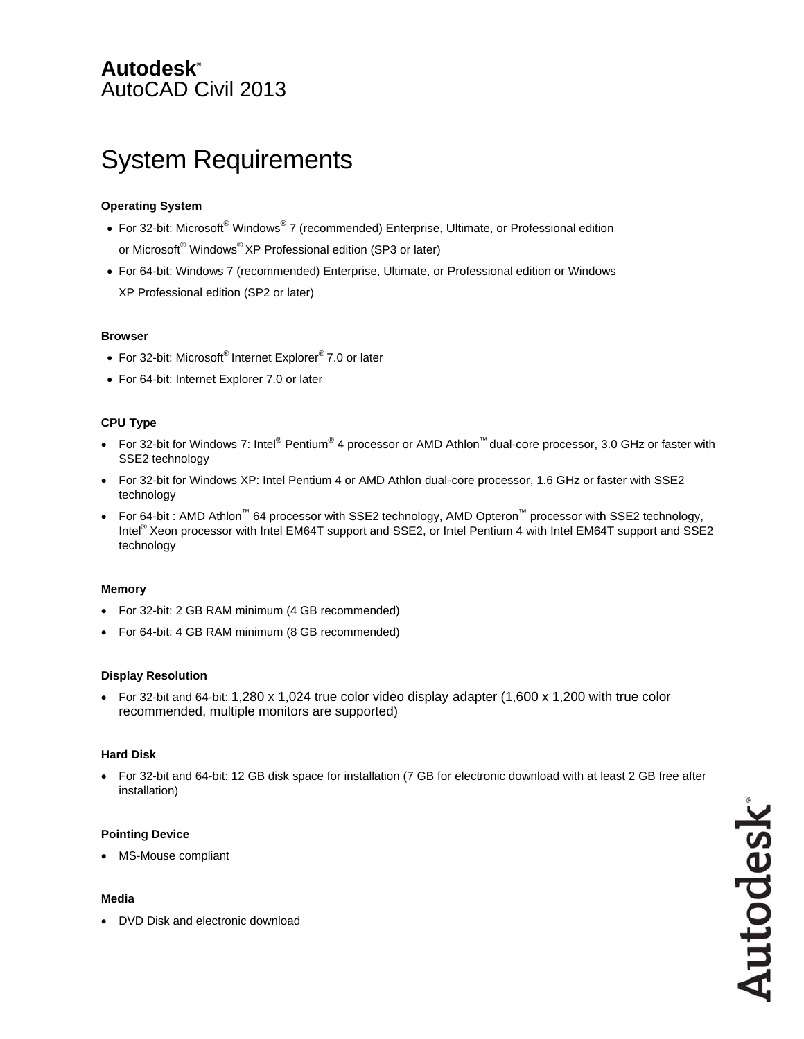**Autodesk®**
AutoCAD Civil 2013

# System Requirements

### Operating System

- For 32-bit: Microsoft® Windows® 7 (recommended) Enterprise, Ultimate, or Professional edition or Microsoft® Windows® XP Professional edition (SP3 or later)
- For 64-bit: Windows 7 (recommended) Enterprise, Ultimate, or Professional edition or Windows XP Professional edition (SP2 or later)

### Browser

- For 32-bit: Microsoft® Internet Explorer® 7.0 or later
- For 64-bit: Internet Explorer 7.0 or later

### CPU Type

- For 32-bit for Windows 7: Intel® Pentium® 4 processor or AMD Athlon™ dual-core processor, 3.0 GHz or faster with SSE2 technology
- For 32-bit for Windows XP: Intel Pentium 4 or AMD Athlon dual-core processor, 1.6 GHz or faster with SSE2 technology
- For 64-bit : AMD Athlon™ 64 processor with SSE2 technology, AMD Opteron™ processor with SSE2 technology, Intel® Xeon processor with Intel EM64T support and SSE2, or Intel Pentium 4 with Intel EM64T support and SSE2 technology

### Memory

- For 32-bit: 2 GB RAM minimum (4 GB recommended)
- For 64-bit: 4 GB RAM minimum (8 GB recommended)

### Display Resolution

- For 32-bit and 64-bit: 1,280 x 1,024 true color video display adapter (1,600 x 1,200 with true color recommended, multiple monitors are supported)

### Hard Disk

- For 32-bit and 64-bit: 12 GB disk space for installation (7 GB for electronic download with at least 2 GB free after installation)

### Pointing Device

- MS-Mouse compliant

### Media

- DVD Disk and electronic download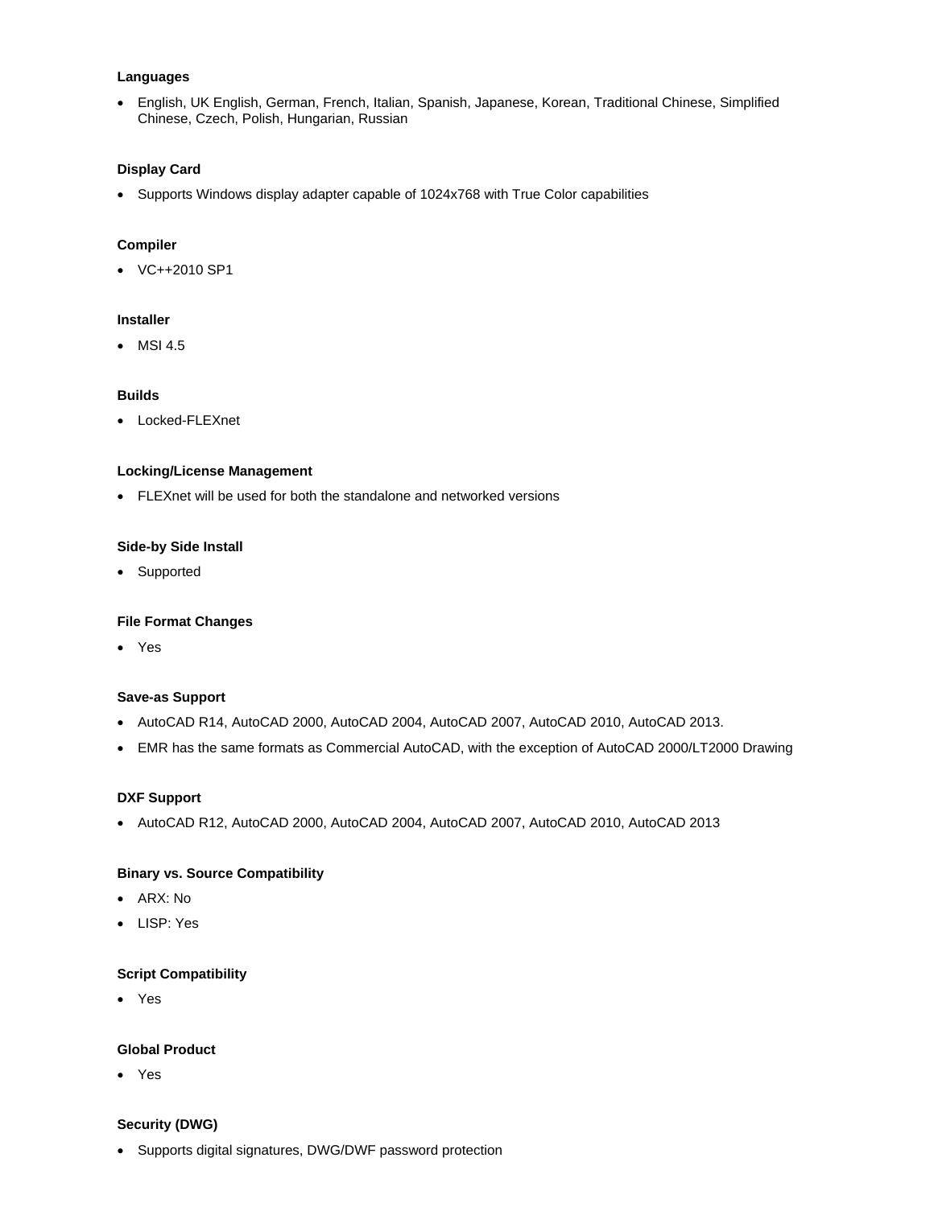**Languages**

- English, UK English, German, French, Italian, Spanish, Japanese, Korean, Traditional Chinese, Simplified Chinese, Czech, Polish, Hungarian, Russian

**Display Card**

- Supports Windows display adapter capable of 1024x768 with True Color capabilities

**Compiler**

- VC++2010 SP1

**Installer**

- MSI 4.5

**Builds**

- Locked-FLEXnet

**Locking/License Management**

- FLEXnet will be used for both the standalone and networked versions

**Side-by Side Install**

- Supported

**File Format Changes**

- Yes

**Save-as Support**

- AutoCAD R14, AutoCAD 2000, AutoCAD 2004, AutoCAD 2007, AutoCAD 2010, AutoCAD 2013.
- EMR has the same formats as Commercial AutoCAD, with the exception of AutoCAD 2000/LT2000 Drawing

**DXF Support**

- AutoCAD R12, AutoCAD 2000, AutoCAD 2004, AutoCAD 2007, AutoCAD 2010, AutoCAD 2013

**Binary vs. Source Compatibility**

- ARX: No
- LISP: Yes

**Script Compatibility**

- Yes

**Global Product**

- Yes

**Security (DWG)**

- Supports digital signatures, DWG/DWF password protection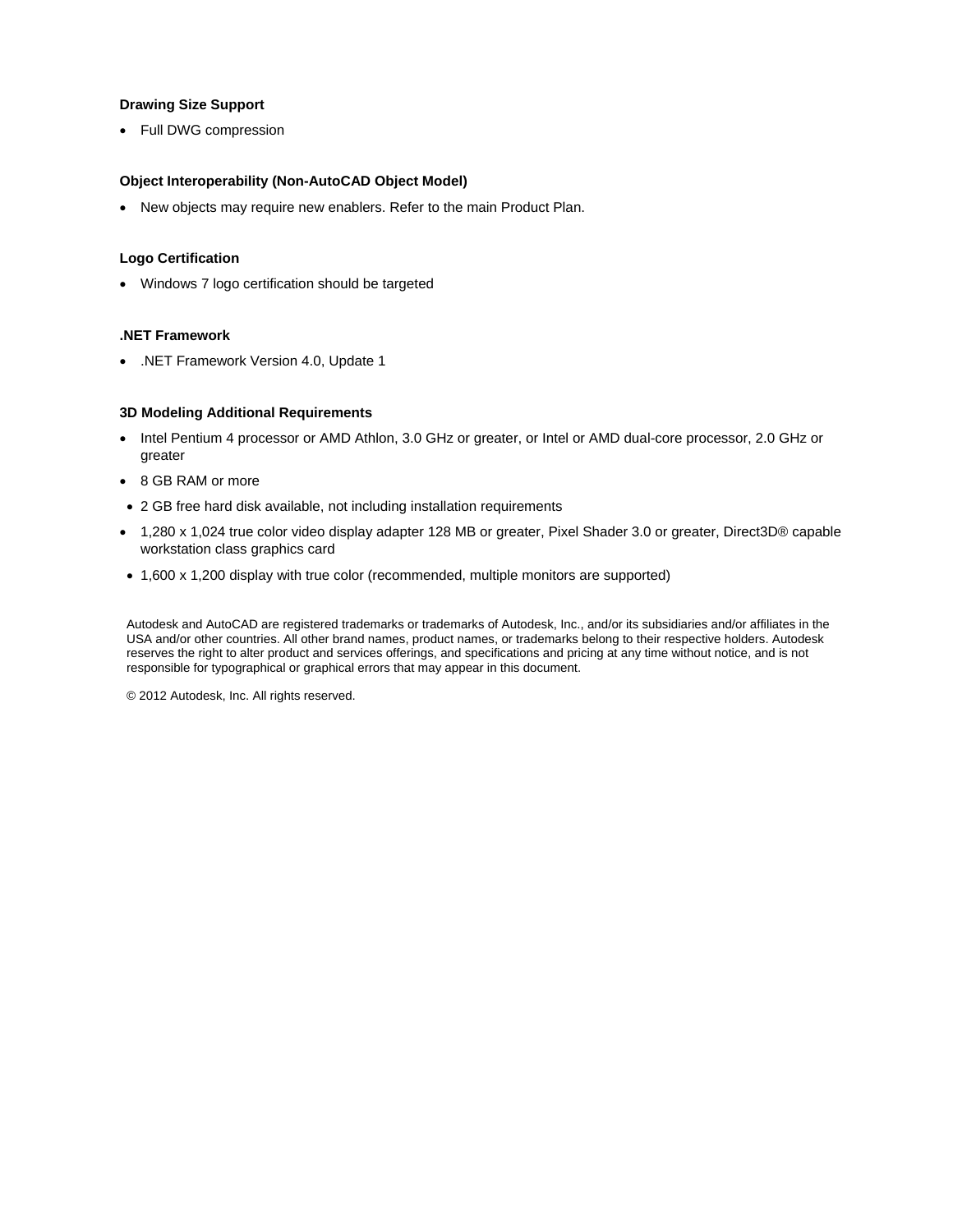**Drawing Size Support**

- Full DWG compression

**Object Interoperability (Non-AutoCAD Object Model)**

- New objects may require new enablers. Refer to the main Product Plan.

**Logo Certification**

- Windows 7 logo certification should be targeted

**.NET Framework**

- .NET Framework Version 4.0, Update 1

**3D Modeling Additional Requirements**

- Intel Pentium 4 processor or AMD Athlon, 3.0 GHz or greater, or Intel or AMD dual-core processor, 2.0 GHz or greater
- 8 GB RAM or more
- 2 GB free hard disk available, not including installation requirements
- 1,280 x 1,024 true color video display adapter 128 MB or greater, Pixel Shader 3.0 or greater, Direct3D® capable workstation class graphics card
- 1,600 x 1,200 display with true color (recommended, multiple monitors are supported)

Autodesk and AutoCAD are registered trademarks or trademarks of Autodesk, Inc., and/or its subsidiaries and/or affiliates in the USA and/or other countries. All other brand names, product names, or trademarks belong to their respective holders. Autodesk reserves the right to alter product and services offerings, and specifications and pricing at any time without notice, and is not responsible for typographical or graphical errors that may appear in this document.

© 2012 Autodesk, Inc. All rights reserved.